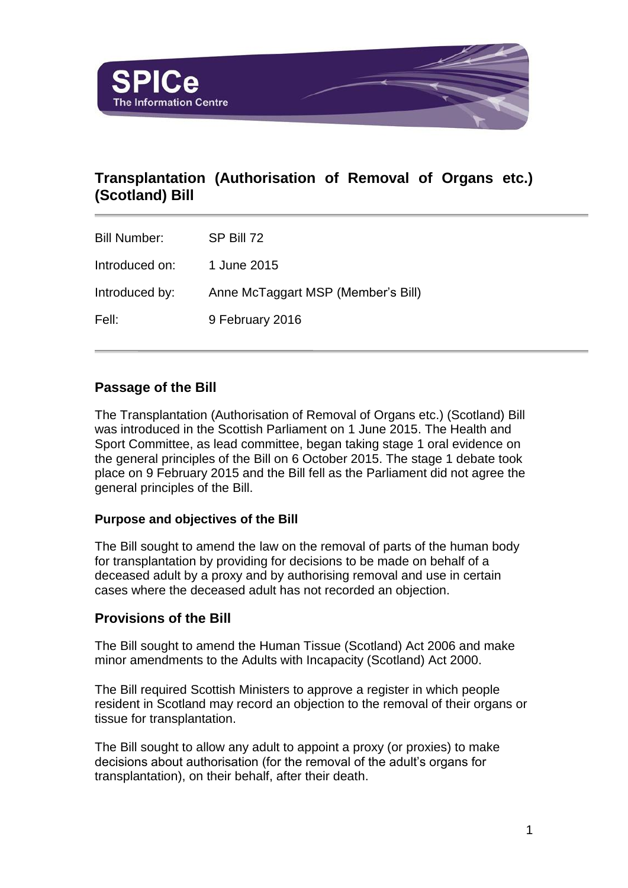# Transplantation (Authorisation of Removal of Organs etc.) (Scotland) Bill

| | |
|---|---|
| Bill Number: | SP Bill 72 |
| Introduced on: | 1 June 2015 |
| Introduced by: | Anne McTaggart MSP (Member's Bill) |
| Fell: | 9 February 2016 |

## Passage of the Bill

The Transplantation (Authorisation of Removal of Organs etc.) (Scotland) Bill was introduced in the Scottish Parliament on 1 June 2015. The Health and Sport Committee, as lead committee, began taking stage 1 oral evidence on the general principles of the Bill on 6 October 2015. The stage 1 debate took place on 9 February 2015 and the Bill fell as the Parliament did not agree the general principles of the Bill.

### Purpose and objectives of the Bill

The Bill sought to amend the law on the removal of parts of the human body for transplantation by providing for decisions to be made on behalf of a deceased adult by a proxy and by authorising removal and use in certain cases where the deceased adult has not recorded an objection.

## Provisions of the Bill

The Bill sought to amend the Human Tissue (Scotland) Act 2006 and make minor amendments to the Adults with Incapacity (Scotland) Act 2000.

The Bill required Scottish Ministers to approve a register in which people resident in Scotland may record an objection to the removal of their organs or tissue for transplantation.

The Bill sought to allow any adult to appoint a proxy (or proxies) to make decisions about authorisation (for the removal of the adult's organs for transplantation), on their behalf, after their death.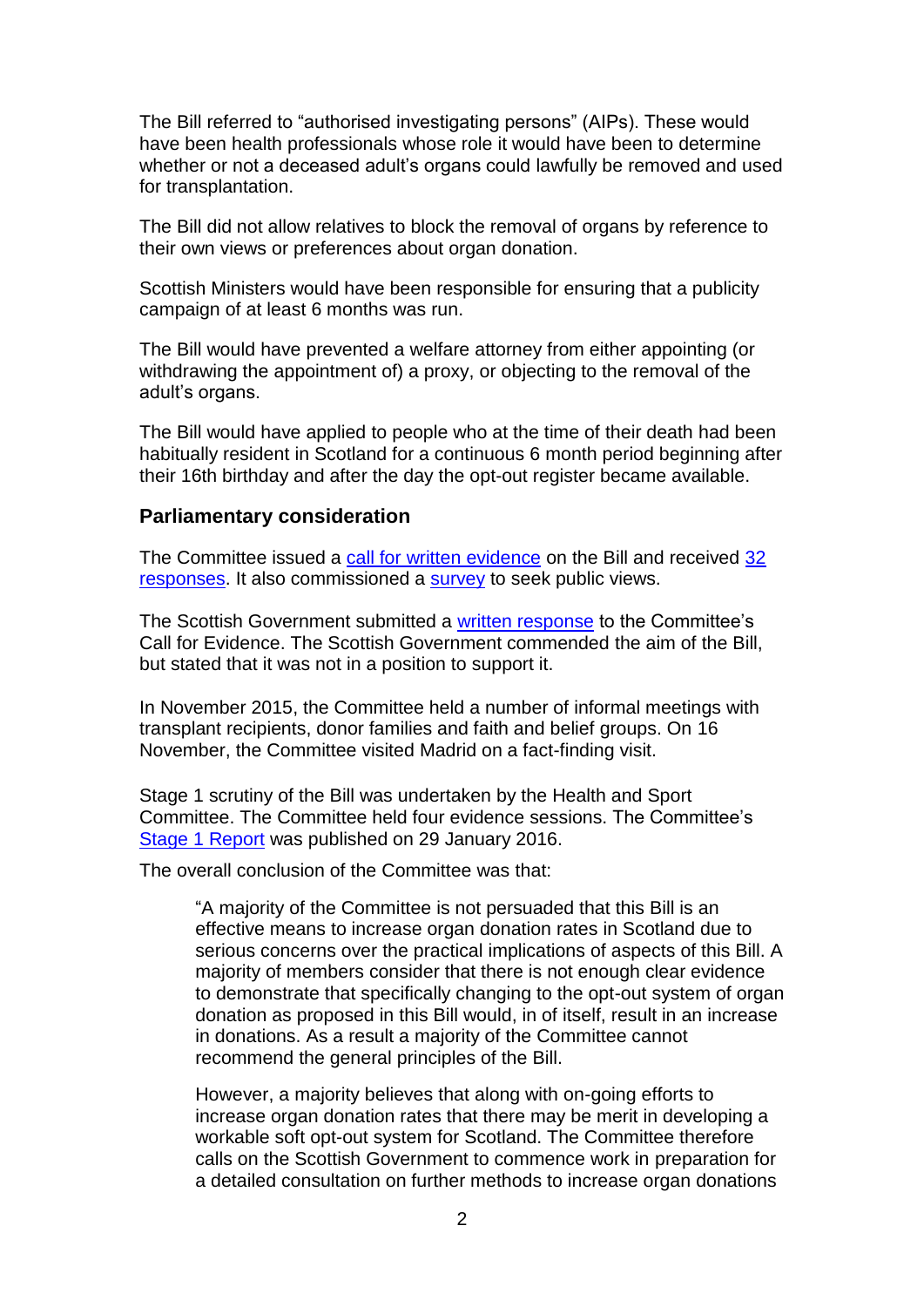The Bill referred to "authorised investigating persons" (AIPs). These would have been health professionals whose role it would have been to determine whether or not a deceased adult's organs could lawfully be removed and used for transplantation.

The Bill did not allow relatives to block the removal of organs by reference to their own views or preferences about organ donation.

Scottish Ministers would have been responsible for ensuring that a publicity campaign of at least 6 months was run.

The Bill would have prevented a welfare attorney from either appointing (or withdrawing the appointment of) a proxy, or objecting to the removal of the adult's organs.

The Bill would have applied to people who at the time of their death had been habitually resident in Scotland for a continuous 6 month period beginning after their 16th birthday and after the day the opt-out register became available.

## Parliamentary consideration

The Committee issued a call for written evidence on the Bill and received 32 responses. It also commissioned a survey to seek public views.

The Scottish Government submitted a written response to the Committee's Call for Evidence. The Scottish Government commended the aim of the Bill, but stated that it was not in a position to support it.

In November 2015, the Committee held a number of informal meetings with transplant recipients, donor families and faith and belief groups. On 16 November, the Committee visited Madrid on a fact-finding visit.

Stage 1 scrutiny of the Bill was undertaken by the Health and Sport Committee. The Committee held four evidence sessions. The Committee's Stage 1 Report was published on 29 January 2016.

The overall conclusion of the Committee was that:

> "A majority of the Committee is not persuaded that this Bill is an effective means to increase organ donation rates in Scotland due to serious concerns over the practical implications of aspects of this Bill. A majority of members consider that there is not enough clear evidence to demonstrate that specifically changing to the opt-out system of organ donation as proposed in this Bill would, in of itself, result in an increase in donations. As a result a majority of the Committee cannot recommend the general principles of the Bill.
>
> However, a majority believes that along with on-going efforts to increase organ donation rates that there may be merit in developing a workable soft opt-out system for Scotland. The Committee therefore calls on the Scottish Government to commence work in preparation for a detailed consultation on further methods to increase organ donations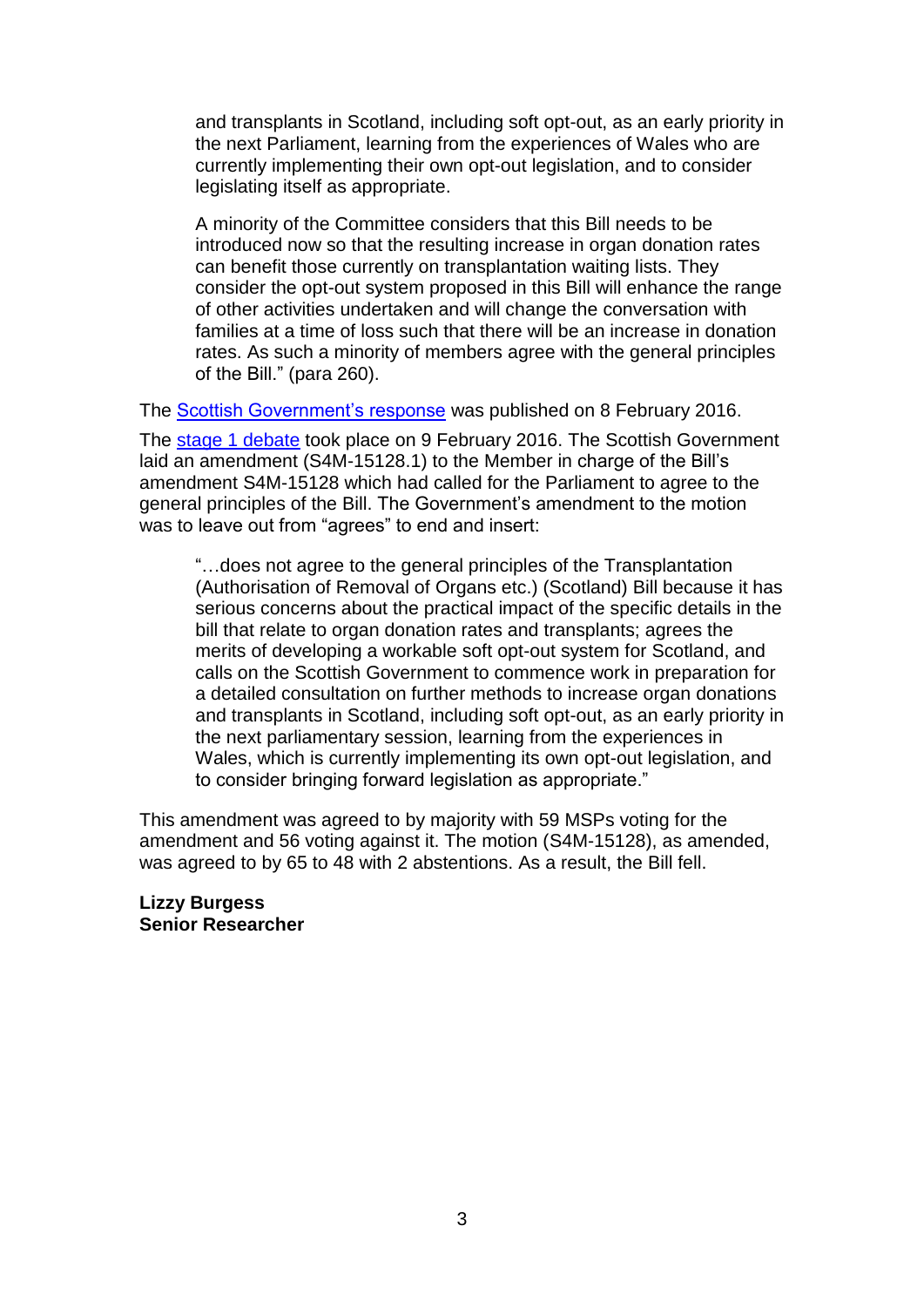> and transplants in Scotland, including soft opt-out, as an early priority in the next Parliament, learning from the experiences of Wales who are currently implementing their own opt-out legislation, and to consider legislating itself as appropriate.
>
> A minority of the Committee considers that this Bill needs to be introduced now so that the resulting increase in organ donation rates can benefit those currently on transplantation waiting lists. They consider the opt-out system proposed in this Bill will enhance the range of other activities undertaken and will change the conversation with families at a time of loss such that there will be an increase in donation rates. As such a minority of members agree with the general principles of the Bill." (para 260).

The Scottish Government's response was published on 8 February 2016.

The stage 1 debate took place on 9 February 2016. The Scottish Government laid an amendment (S4M-15128.1) to the Member in charge of the Bill's amendment S4M-15128 which had called for the Parliament to agree to the general principles of the Bill. The Government's amendment to the motion was to leave out from "agrees" to end and insert:

> "…does not agree to the general principles of the Transplantation (Authorisation of Removal of Organs etc.) (Scotland) Bill because it has serious concerns about the practical impact of the specific details in the bill that relate to organ donation rates and transplants; agrees the merits of developing a workable soft opt-out system for Scotland, and calls on the Scottish Government to commence work in preparation for a detailed consultation on further methods to increase organ donations and transplants in Scotland, including soft opt-out, as an early priority in the next parliamentary session, learning from the experiences in Wales, which is currently implementing its own opt-out legislation, and to consider bringing forward legislation as appropriate."

This amendment was agreed to by majority with 59 MSPs voting for the amendment and 56 voting against it. The motion (S4M-15128), as amended, was agreed to by 65 to 48 with 2 abstentions. As a result, the Bill fell.

**Lizzy Burgess**
**Senior Researcher**